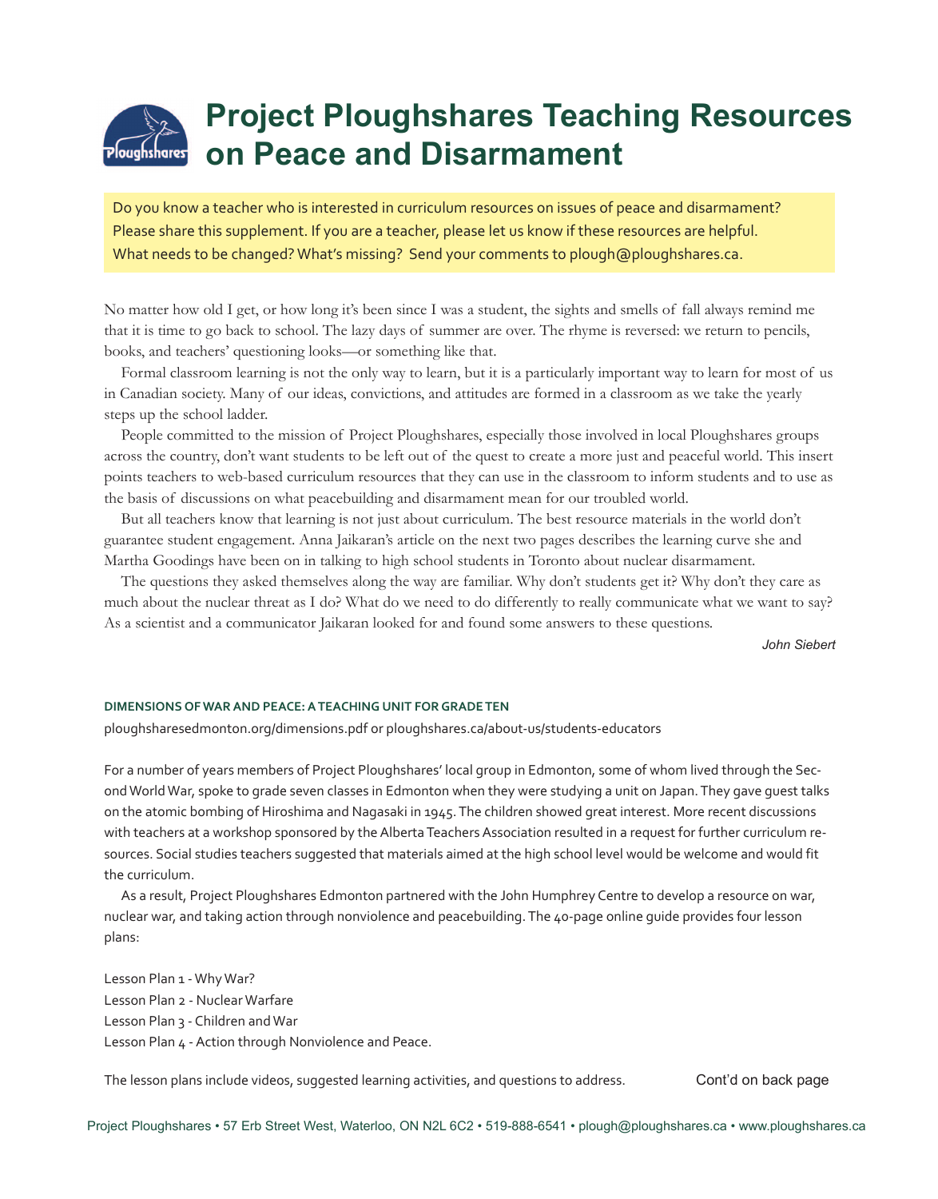# Project Ploughshares Teaching Resources on Peace and Disarmament

Do you know a teacher who is interested in curriculum resources on issues of peace and disarmament? Please share this supplement. If you are a teacher, please let us know if these resources are helpful. What needs to be changed? What's missing? Send your comments to plough@ploughshares.ca.

No matter how old I get, or how long it's been since I was a student, the sights and smells of fall always remind me that it is time to go back to school. The lazy days of summer are over. The rhyme is reversed: we return to pencils, books, and teachers' questioning looks—or something like that.

Formal classroom learning is not the only way to learn, but it is a particularly important way to learn for most of us in Canadian society. Many of our ideas, convictions, and attitudes are formed in a classroom as we take the yearly steps up the school ladder.

People committed to the mission of Project Ploughshares, especially those involved in local Ploughshares groups across the country, don't want students to be left out of the quest to create a more just and peaceful world. This insert points teachers to web-based curriculum resources that they can use in the classroom to inform students and to use as the basis of discussions on what peacebuilding and disarmament mean for our troubled world.

But all teachers know that learning is not just about curriculum. The best resource materials in the world don't guarantee student engagement. Anna Jaikaran's article on the next two pages describes the learning curve she and Martha Goodings have been on in talking to high school students in Toronto about nuclear disarmament.

The questions they asked themselves along the way are familiar. Why don't students get it? Why don't they care as much about the nuclear threat as I do? What do we need to do differently to really communicate what we want to say? As a scientist and a communicator Jaikaran looked for and found some answers to these questions.

*John Siebert*

### DIMENSIONS OF WAR AND PEACE: A TEACHING UNIT FOR GRADE TEN

ploughsharesedmonton.org/dimensions.pdf or ploughshares.ca/about-us/students-educators

For a number of years members of Project Ploughshares' local group in Edmonton, some of whom lived through the Second World War, spoke to grade seven classes in Edmonton when they were studying a unit on Japan. They gave guest talks on the atomic bombing of Hiroshima and Nagasaki in 1945. The children showed great interest. More recent discussions with teachers at a workshop sponsored by the Alberta Teachers Association resulted in a request for further curriculum resources. Social studies teachers suggested that materials aimed at the high school level would be welcome and would fit the curriculum.

As a result, Project Ploughshares Edmonton partnered with the John Humphrey Centre to develop a resource on war, nuclear war, and taking action through nonviolence and peacebuilding. The 40-page online guide provides four lesson plans:

Lesson Plan 1 - Why War?
Lesson Plan 2 - Nuclear Warfare
Lesson Plan 3 - Children and War
Lesson Plan 4 - Action through Nonviolence and Peace.

The lesson plans include videos, suggested learning activities, and questions to address.

Cont'd on back page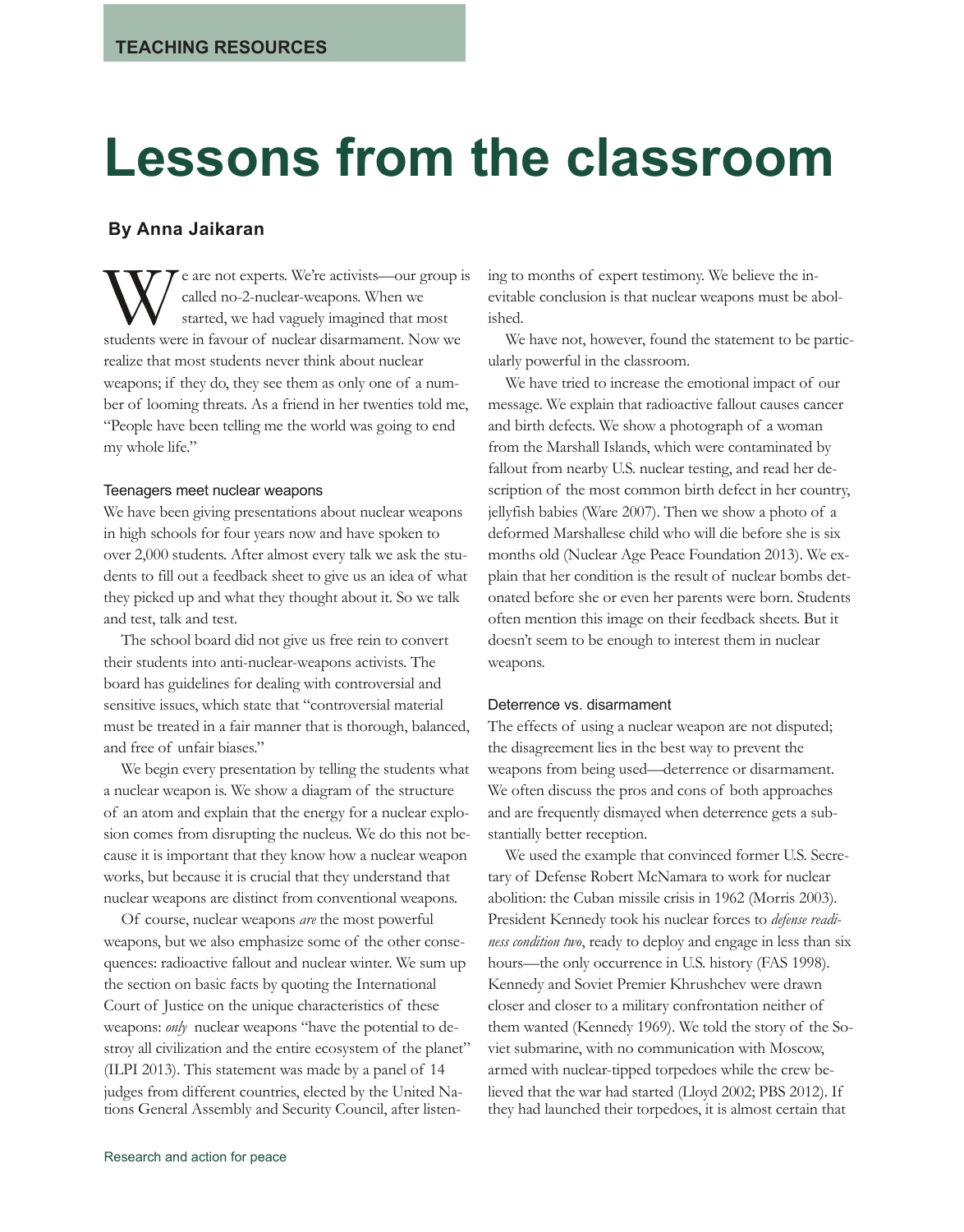TEACHING RESOURCES

# Lessons from the classroom

**By Anna Jaikaran**

We are not experts. We're activists—our group is called no-2-nuclear-weapons. When we started, we had vaguely imagined that most students were in favour of nuclear disarmament. Now we realize that most students never think about nuclear weapons; if they do, they see them as only one of a number of looming threats. As a friend in her twenties told me, "People have been telling me the world was going to end my whole life."

### Teenagers meet nuclear weapons

We have been giving presentations about nuclear weapons in high schools for four years now and have spoken to over 2,000 students. After almost every talk we ask the students to fill out a feedback sheet to give us an idea of what they picked up and what they thought about it. So we talk and test, talk and test.

The school board did not give us free rein to convert their students into anti-nuclear-weapons activists. The board has guidelines for dealing with controversial and sensitive issues, which state that "controversial material must be treated in a fair manner that is thorough, balanced, and free of unfair biases."

We begin every presentation by telling the students what a nuclear weapon is. We show a diagram of the structure of an atom and explain that the energy for a nuclear explosion comes from disrupting the nucleus. We do this not because it is important that they know how a nuclear weapon works, but because it is crucial that they understand that nuclear weapons are distinct from conventional weapons.

Of course, nuclear weapons *are* the most powerful weapons, but we also emphasize some of the other consequences: radioactive fallout and nuclear winter. We sum up the section on basic facts by quoting the International Court of Justice on the unique characteristics of these weapons: *only* nuclear weapons "have the potential to destroy all civilization and the entire ecosystem of the planet" (ILPI 2013). This statement was made by a panel of 14 judges from different countries, elected by the United Nations General Assembly and Security Council, after listening to months of expert testimony. We believe the inevitable conclusion is that nuclear weapons must be abolished.

We have not, however, found the statement to be particularly powerful in the classroom.

We have tried to increase the emotional impact of our message. We explain that radioactive fallout causes cancer and birth defects. We show a photograph of a woman from the Marshall Islands, which were contaminated by fallout from nearby U.S. nuclear testing, and read her description of the most common birth defect in her country, jellyfish babies (Ware 2007). Then we show a photo of a deformed Marshallese child who will die before she is six months old (Nuclear Age Peace Foundation 2013). We explain that her condition is the result of nuclear bombs detonated before she or even her parents were born. Students often mention this image on their feedback sheets. But it doesn't seem to be enough to interest them in nuclear weapons.

### Deterrence vs. disarmament

The effects of using a nuclear weapon are not disputed; the disagreement lies in the best way to prevent the weapons from being used—deterrence or disarmament. We often discuss the pros and cons of both approaches and are frequently dismayed when deterrence gets a substantially better reception.

We used the example that convinced former U.S. Secretary of Defense Robert McNamara to work for nuclear abolition: the Cuban missile crisis in 1962 (Morris 2003). President Kennedy took his nuclear forces to *defense readiness condition two*, ready to deploy and engage in less than six hours—the only occurrence in U.S. history (FAS 1998). Kennedy and Soviet Premier Khrushchev were drawn closer and closer to a military confrontation neither of them wanted (Kennedy 1969). We told the story of the Soviet submarine, with no communication with Moscow, armed with nuclear-tipped torpedoes while the crew believed that the war had started (Lloyd 2002; PBS 2012). If they had launched their torpedoes, it is almost certain that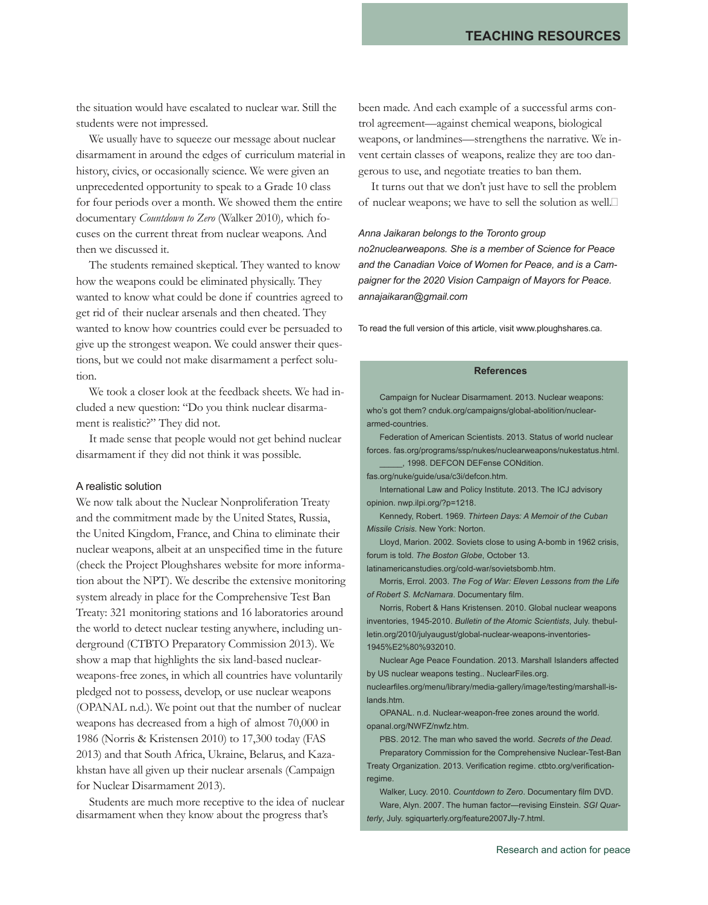the situation would have escalated to nuclear war. Still the students were not impressed.

We usually have to squeeze our message about nuclear disarmament in around the edges of curriculum material in history, civics, or occasionally science. We were given an unprecedented opportunity to speak to a Grade 10 class for four periods over a month. We showed them the entire documentary *Countdown to Zero* (Walker 2010), which focuses on the current threat from nuclear weapons. And then we discussed it.

The students remained skeptical. They wanted to know how the weapons could be eliminated physically. They wanted to know what could be done if countries agreed to get rid of their nuclear arsenals and then cheated. They wanted to know how countries could ever be persuaded to give up the strongest weapon. We could answer their questions, but we could not make disarmament a perfect solution.

We took a closer look at the feedback sheets. We had included a new question: "Do you think nuclear disarmament is realistic?" They did not.

It made sense that people would not get behind nuclear disarmament if they did not think it was possible.

### A realistic solution

We now talk about the Nuclear Nonproliferation Treaty and the commitment made by the United States, Russia, the United Kingdom, France, and China to eliminate their nuclear weapons, albeit at an unspecified time in the future (check the Project Ploughshares website for more information about the NPT). We describe the extensive monitoring system already in place for the Comprehensive Test Ban Treaty: 321 monitoring stations and 16 laboratories around the world to detect nuclear testing anywhere, including underground (CTBTO Preparatory Commission 2013). We show a map that highlights the six land-based nuclear-weapons-free zones, in which all countries have voluntarily pledged not to possess, develop, or use nuclear weapons (OPANAL n.d.). We point out that the number of nuclear weapons has decreased from a high of almost 70,000 in 1986 (Norris & Kristensen 2010) to 17,300 today (FAS 2013) and that South Africa, Ukraine, Belarus, and Kazakhstan have all given up their nuclear arsenals (Campaign for Nuclear Disarmament 2013).

Students are much more receptive to the idea of nuclear disarmament when they know about the progress that's been made. And each example of a successful arms control agreement—against chemical weapons, biological weapons, or landmines—strengthens the narrative. We invent certain classes of weapons, realize they are too dangerous to use, and negotiate treaties to ban them.

It turns out that we don't just have to sell the problem of nuclear weapons; we have to sell the solution as well.

*Anna Jaikaran belongs to the Toronto group no2nuclearweapons. She is a member of Science for Peace and the Canadian Voice of Women for Peace, and is a Campaigner for the 2020 Vision Campaign of Mayors for Peace. annajaikaran@gmail.com*

To read the full version of this article, visit www.ploughshares.ca.

### References

Campaign for Nuclear Disarmament. 2013. Nuclear weapons: who's got them? cnduk.org/campaigns/global-abolition/nuclear-armed-countries.

Federation of American Scientists. 2013. Status of world nuclear forces. fas.org/programs/ssp/nukes/nuclearweapons/nukestatus.html.

_____, 1998. DEFCON DEFense CONdition. fas.org/nuke/guide/usa/c3i/defcon.htm.

International Law and Policy Institute. 2013. The ICJ advisory opinion. nwp.ilpi.org/?p=1218.

Kennedy, Robert. 1969. *Thirteen Days: A Memoir of the Cuban Missile Crisis*. New York: Norton.

Lloyd, Marion. 2002. Soviets close to using A-bomb in 1962 crisis, forum is told. *The Boston Globe*, October 13. latinamericanstudies.org/cold-war/sovietsbomb.htm.

Morris, Errol. 2003. *The Fog of War: Eleven Lessons from the Life of Robert S. McNamara*. Documentary film.

Norris, Robert & Hans Kristensen. 2010. Global nuclear weapons inventories, 1945-2010. *Bulletin of the Atomic Scientists*, July. thebulletin.org/2010/julyaugust/global-nuclear-weapons-inventories-1945%E2%80%932010.

Nuclear Age Peace Foundation. 2013. Marshall Islanders affected by US nuclear weapons testing.. NuclearFiles.org. nuclearfiles.org/menu/library/media-gallery/image/testing/marshall-islands.htm.

OPANAL. n.d. Nuclear-weapon-free zones around the world. opanal.org/NWFZ/nwfz.htm.

PBS. 2012. The man who saved the world. *Secrets of the Dead*.

Preparatory Commission for the Comprehensive Nuclear-Test-Ban Treaty Organization. 2013. Verification regime. ctbto.org/verification-regime.

Walker, Lucy. 2010. *Countdown to Zero*. Documentary film DVD.

Ware, Alyn. 2007. The human factor—revising Einstein. *SGI Quarterly*, July. sgiquarterly.org/feature2007Jly-7.html.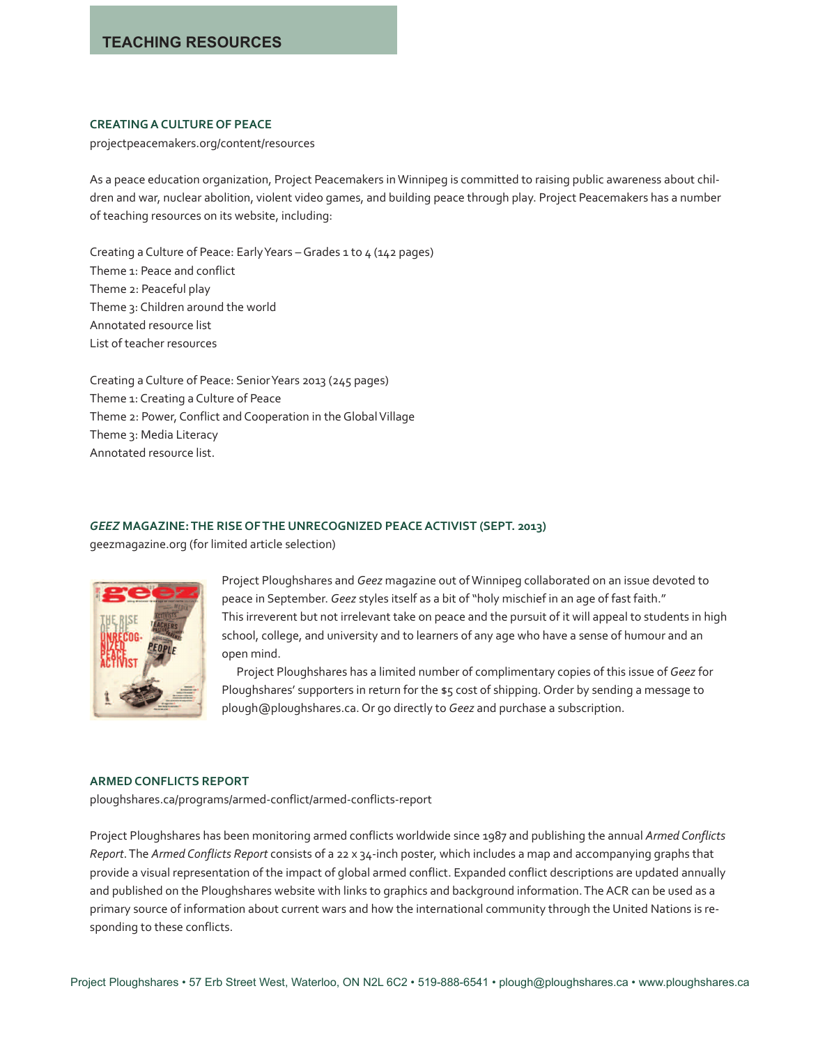## TEACHING RESOURCES

### CREATING A CULTURE OF PEACE

projectpeacemakers.org/content/resources

As a peace education organization, Project Peacemakers in Winnipeg is committed to raising public awareness about children and war, nuclear abolition, violent video games, and building peace through play. Project Peacemakers has a number of teaching resources on its website, including:

Creating a Culture of Peace: Early Years – Grades 1 to 4 (142 pages)
Theme 1: Peace and conflict
Theme 2: Peaceful play
Theme 3: Children around the world
Annotated resource list
List of teacher resources

Creating a Culture of Peace: Senior Years 2013 (245 pages)
Theme 1: Creating a Culture of Peace
Theme 2: Power, Conflict and Cooperation in the Global Village
Theme 3: Media Literacy
Annotated resource list.

### *GEEZ* MAGAZINE: THE RISE OF THE UNRECOGNIZED PEACE ACTIVIST (SEPT. 2013)

geezmagazine.org (for limited article selection)

Project Ploughshares and *Geez* magazine out of Winnipeg collaborated on an issue devoted to peace in September. *Geez* styles itself as a bit of "holy mischief in an age of fast faith." This irreverent but not irrelevant take on peace and the pursuit of it will appeal to students in high school, college, and university and to learners of any age who have a sense of humour and an open mind.

Project Ploughshares has a limited number of complimentary copies of this issue of *Geez* for Ploughshares' supporters in return for the $5 cost of shipping. Order by sending a message to plough@ploughshares.ca. Or go directly to *Geez* and purchase a subscription.

### ARMED CONFLICTS REPORT

ploughshares.ca/programs/armed-conflict/armed-conflicts-report

Project Ploughshares has been monitoring armed conflicts worldwide since 1987 and publishing the annual *Armed Conflicts Report*. The *Armed Conflicts Report* consists of a 22 x 34-inch poster, which includes a map and accompanying graphs that provide a visual representation of the impact of global armed conflict. Expanded conflict descriptions are updated annually and published on the Ploughshares website with links to graphics and background information. The ACR can be used as a primary source of information about current wars and how the international community through the United Nations is responding to these conflicts.